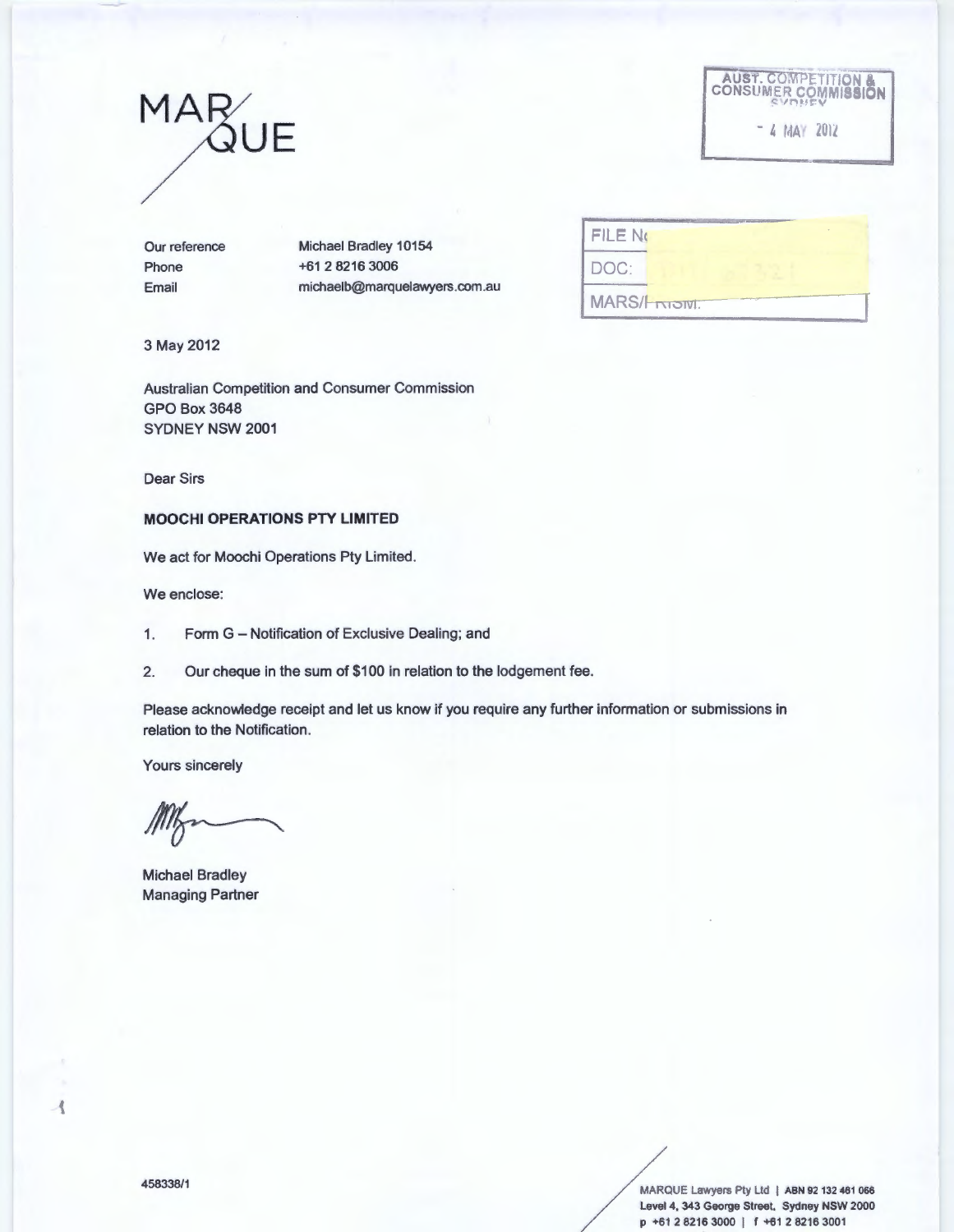MARQUE

AUST. COMPETITION & CONSUMER COMMISSION SYDNEY

- 4 MAY 2012

| | |
|---|---|
| Our reference | Michael Bradley 10154 |
| Phone | +61 2 8216 3006 |
| Email | michaelb@marquelawyers.com.au |

FILE No

DOC:

MARS/PRISM:

3 May 2012

Australian Competition and Consumer Commission
GPO Box 3648
SYDNEY NSW 2001

Dear Sirs

**MOOCHI OPERATIONS PTY LIMITED**

We act for Moochi Operations Pty Limited.

We enclose:

1. Form G – Notification of Exclusive Dealing; and
2. Our cheque in the sum of $100 in relation to the lodgement fee.

Please acknowledge receipt and let us know if you require any further information or submissions in relation to the Notification.

Yours sincerely

Michael Bradley
Managing Partner

458338/1

MARQUE Lawyers Pty Ltd | ABN 92 132 461 066
Level 4, 343 George Street, Sydney NSW 2000
p +61 2 8216 3000 | f +61 2 8216 3001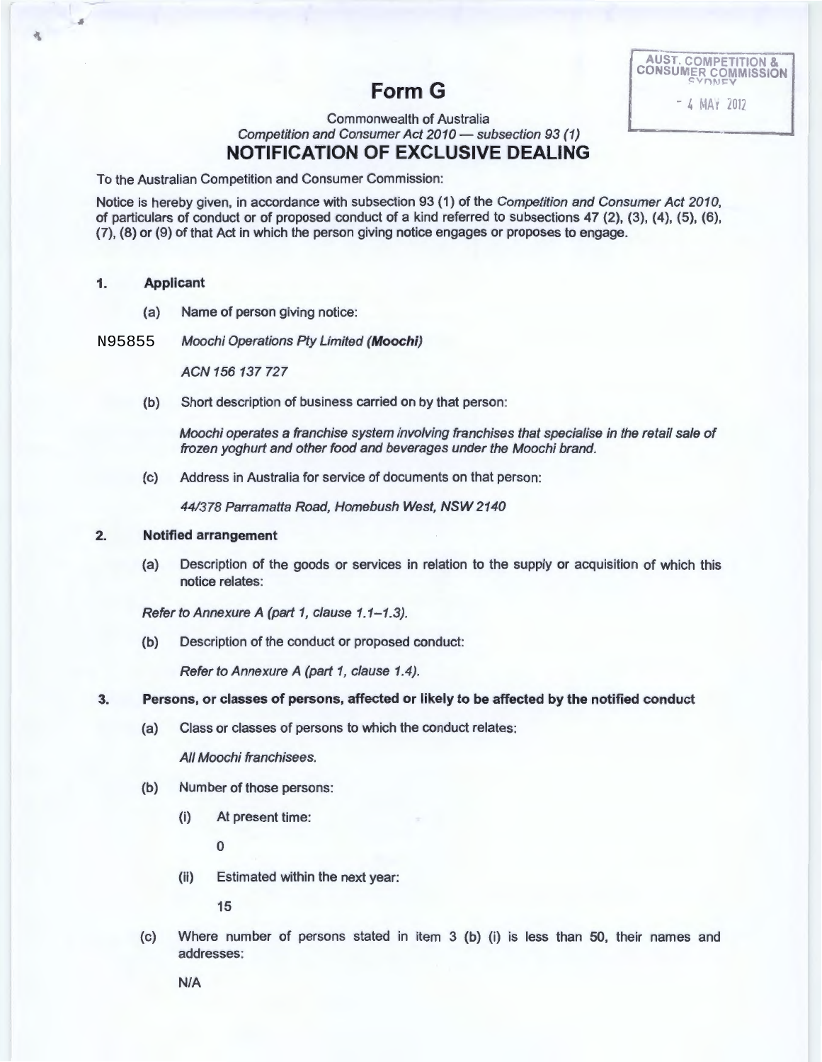AUST. COMPETITION & CONSUMER COMMISSION SYDNEY

- 4 MAY 2012

# Form G

Commonwealth of Australia
*Competition and Consumer Act 2010 — subsection 93 (1)*

## NOTIFICATION OF EXCLUSIVE DEALING

To the Australian Competition and Consumer Commission:

Notice is hereby given, in accordance with subsection 93 (1) of the *Competition and Consumer Act 2010*, of particulars of conduct or of proposed conduct of a kind referred to subsections 47 (2), (3), (4), (5), (6), (7), (8) or (9) of that Act in which the person giving notice engages or proposes to engage.

**1. Applicant**

(a) Name of person giving notice:

N95855 *Moochi Operations Pty Limited **(Moochi)***

*ACN 156 137 727*

(b) Short description of business carried on by that person:

*Moochi operates a franchise system involving franchises that specialise in the retail sale of frozen yoghurt and other food and beverages under the Moochi brand.*

(c) Address in Australia for service of documents on that person:

*44/378 Parramatta Road, Homebush West, NSW 2140*

**2. Notified arrangement**

(a) Description of the goods or services in relation to the supply or acquisition of which this notice relates:

*Refer to Annexure A (part 1, clause 1.1–1.3).*

(b) Description of the conduct or proposed conduct:

*Refer to Annexure A (part 1, clause 1.4).*

**3. Persons, or classes of persons, affected or likely to be affected by the notified conduct**

(a) Class or classes of persons to which the conduct relates:

*All Moochi franchisees.*

(b) Number of those persons:

(i) At present time:

0

(ii) Estimated within the next year:

15

(c) Where number of persons stated in item 3 (b) (i) is less than 50, their names and addresses:

N/A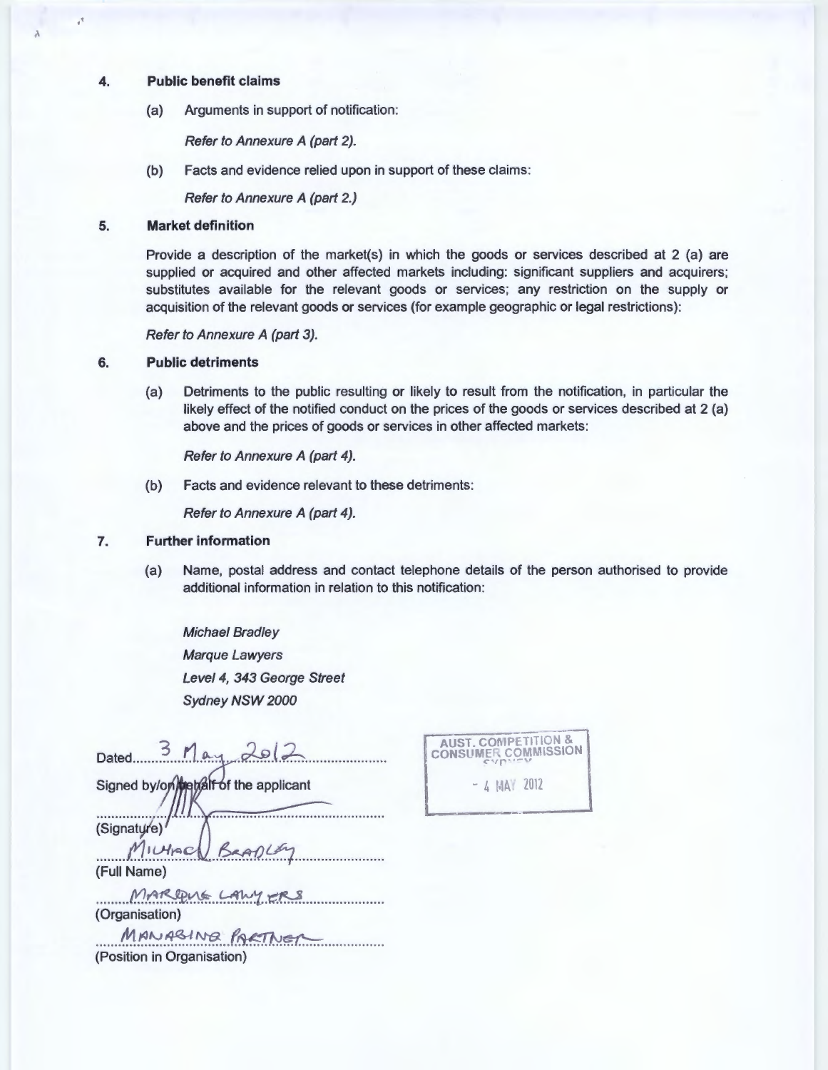**4. Public benefit claims**

(a) Arguments in support of notification:

*Refer to Annexure A (part 2).*

(b) Facts and evidence relied upon in support of these claims:

*Refer to Annexure A (part 2.)*

**5. Market definition**

Provide a description of the market(s) in which the goods or services described at 2 (a) are supplied or acquired and other affected markets including: significant suppliers and acquirers; substitutes available for the relevant goods or services; any restriction on the supply or acquisition of the relevant goods or services (for example geographic or legal restrictions):

*Refer to Annexure A (part 3).*

**6. Public detriments**

(a) Detriments to the public resulting or likely to result from the notification, in particular the likely effect of the notified conduct on the prices of the goods or services described at 2 (a) above and the prices of goods or services in other affected markets:

*Refer to Annexure A (part 4).*

(b) Facts and evidence relevant to these detriments:

*Refer to Annexure A (part 4).*

**7. Further information**

(a) Name, postal address and contact telephone details of the person authorised to provide additional information in relation to this notification:

*Michael Bradley*
*Marque Lawyers*
*Level 4, 343 George Street*
*Sydney NSW 2000*

Dated 3 May 2012

Signed by/on behalf of the applicant

[Signature]
(Signature)

Michael Bradley
(Full Name)

Marque Lawyers
(Organisation)

Managing Partner
(Position in Organisation)

AUST. COMPETITION & CONSUMER COMMISSION SYDNEY
- 4 MAY 2012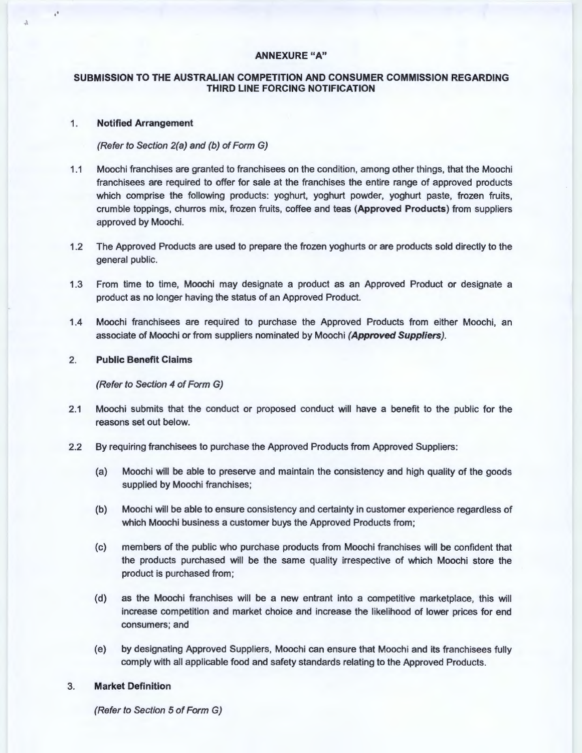## ANNEXURE "A"

## SUBMISSION TO THE AUSTRALIAN COMPETITION AND CONSUMER COMMISSION REGARDING THIRD LINE FORCING NOTIFICATION

### 1. Notified Arrangement

*(Refer to Section 2(a) and (b) of Form G)*

1.1 Moochi franchises are granted to franchisees on the condition, among other things, that the Moochi franchisees are required to offer for sale at the franchises the entire range of approved products which comprise the following products: yoghurt, yoghurt powder, yoghurt paste, frozen fruits, crumble toppings, churros mix, frozen fruits, coffee and teas (**Approved Products**) from suppliers approved by Moochi.

1.2 The Approved Products are used to prepare the frozen yoghurts or are products sold directly to the general public.

1.3 From time to time, Moochi may designate a product as an Approved Product or designate a product as no longer having the status of an Approved Product.

1.4 Moochi franchisees are required to purchase the Approved Products from either Moochi, an associate of Moochi or from suppliers nominated by Moochi ***(Approved Suppliers)***.

### 2. Public Benefit Claims

*(Refer to Section 4 of Form G)*

2.1 Moochi submits that the conduct or proposed conduct will have a benefit to the public for the reasons set out below.

2.2 By requiring franchisees to purchase the Approved Products from Approved Suppliers:

(a) Moochi will be able to preserve and maintain the consistency and high quality of the goods supplied by Moochi franchises;

(b) Moochi will be able to ensure consistency and certainty in customer experience regardless of which Moochi business a customer buys the Approved Products from;

(c) members of the public who purchase products from Moochi franchises will be confident that the products purchased will be the same quality irrespective of which Moochi store the product is purchased from;

(d) as the Moochi franchises will be a new entrant into a competitive marketplace, this will increase competition and market choice and increase the likelihood of lower prices for end consumers; and

(e) by designating Approved Suppliers, Moochi can ensure that Moochi and its franchisees fully comply with all applicable food and safety standards relating to the Approved Products.

### 3. Market Definition

*(Refer to Section 5 of Form G)*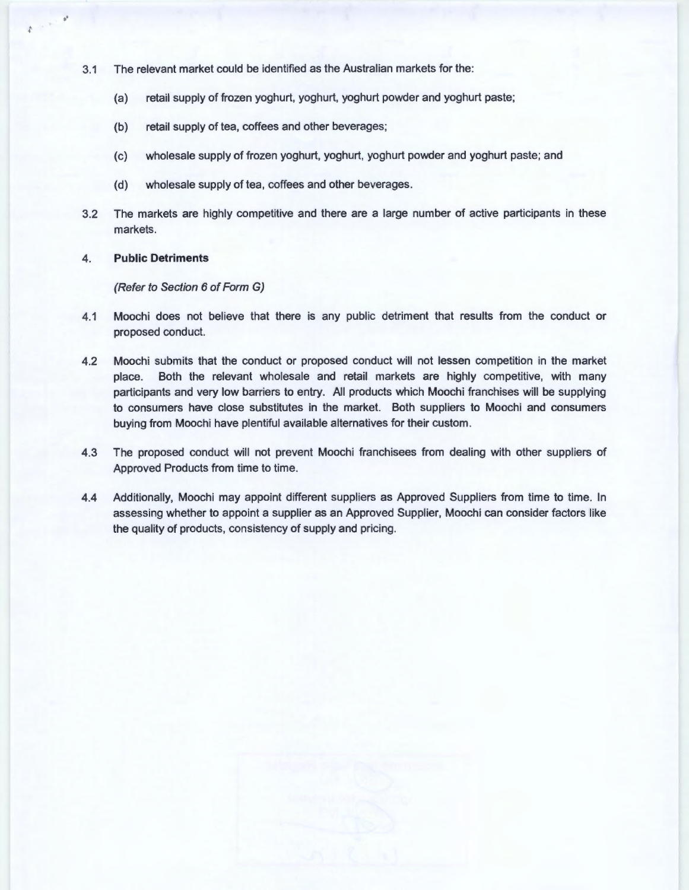3.1 The relevant market could be identified as the Australian markets for the:

(a) retail supply of frozen yoghurt, yoghurt, yoghurt powder and yoghurt paste;

(b) retail supply of tea, coffees and other beverages;

(c) wholesale supply of frozen yoghurt, yoghurt, yoghurt powder and yoghurt paste; and

(d) wholesale supply of tea, coffees and other beverages.

3.2 The markets are highly competitive and there are a large number of active participants in these markets.

## 4. Public Detriments

*(Refer to Section 6 of Form G)*

4.1 Moochi does not believe that there is any public detriment that results from the conduct or proposed conduct.

4.2 Moochi submits that the conduct or proposed conduct will not lessen competition in the market place. Both the relevant wholesale and retail markets are highly competitive, with many participants and very low barriers to entry. All products which Moochi franchises will be supplying to consumers have close substitutes in the market. Both suppliers to Moochi and consumers buying from Moochi have plentiful available alternatives for their custom.

4.3 The proposed conduct will not prevent Moochi franchisees from dealing with other suppliers of Approved Products from time to time.

4.4 Additionally, Moochi may appoint different suppliers as Approved Suppliers from time to time. In assessing whether to appoint a supplier as an Approved Supplier, Moochi can consider factors like the quality of products, consistency of supply and pricing.